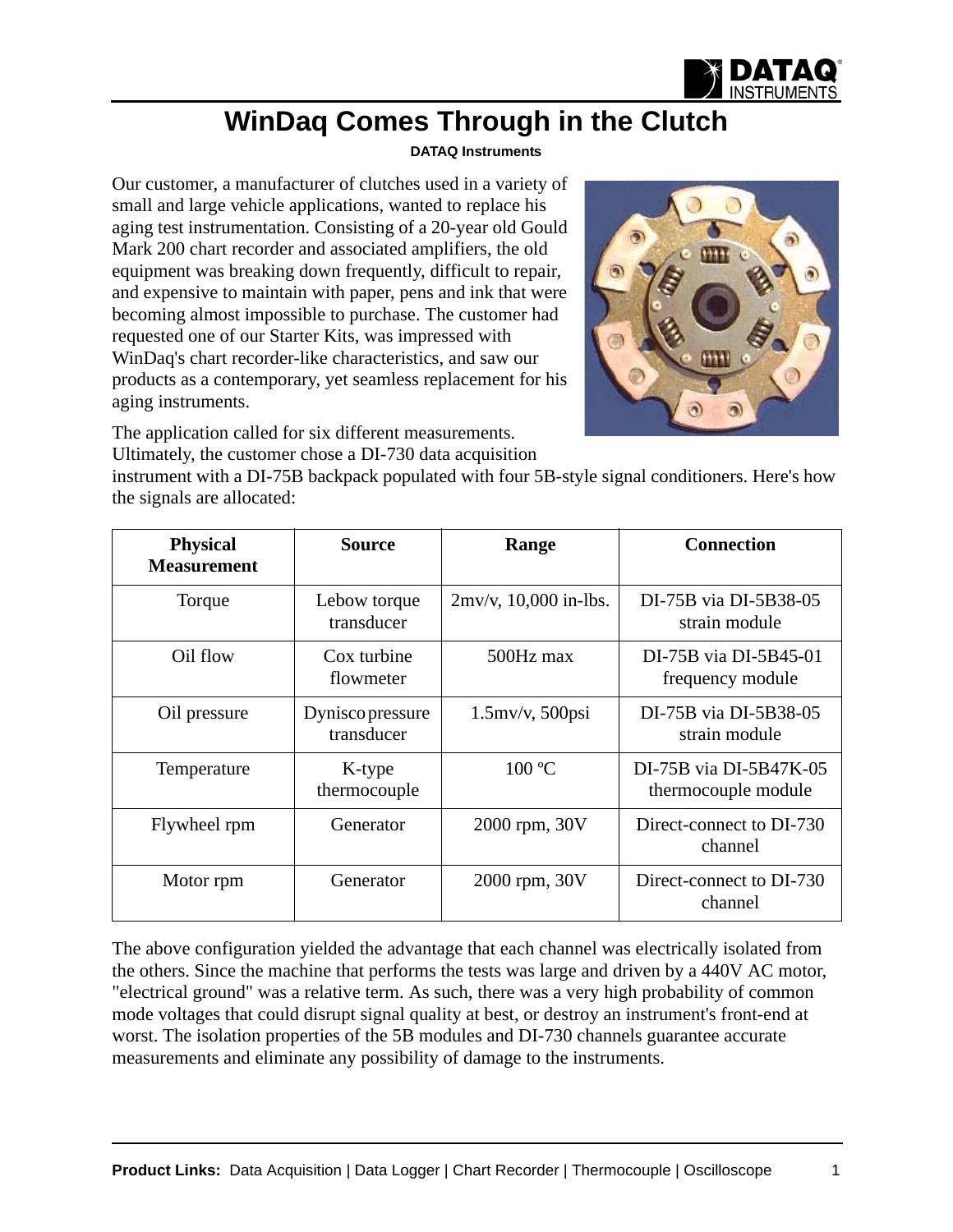# WinDaq Comes Through in the Clutch

**DATAQ Instruments**

Our customer, a manufacturer of clutches used in a variety of small and large vehicle applications, wanted to replace his aging test instrumentation. Consisting of a 20-year old Gould Mark 200 chart recorder and associated amplifiers, the old equipment was breaking down frequently, difficult to repair, and expensive to maintain with paper, pens and ink that were becoming almost impossible to purchase. The customer had requested one of our Starter Kits, was impressed with WinDaq's chart recorder-like characteristics, and saw our products as a contemporary, yet seamless replacement for his aging instruments.

The application called for six different measurements. Ultimately, the customer chose a DI-730 data acquisition instrument with a DI-75B backpack populated with four 5B-style signal conditioners. Here's how the signals are allocated:

| Physical Measurement | Source | Range | Connection |
|---|---|---|---|
| Torque | Lebow torque transducer | 2mv/v, 10,000 in-lbs. | DI-75B via DI-5B38-05 strain module |
| Oil flow | Cox turbine flowmeter | 500Hz max | DI-75B via DI-5B45-01 frequency module |
| Oil pressure | Dynisco pressure transducer | 1.5mv/v, 500psi | DI-75B via DI-5B38-05 strain module |
| Temperature | K-type thermocouple | 100 ºC | DI-75B via DI-5B47K-05 thermocouple module |
| Flywheel rpm | Generator | 2000 rpm, 30V | Direct-connect to DI-730 channel |
| Motor rpm | Generator | 2000 rpm, 30V | Direct-connect to DI-730 channel |

The above configuration yielded the advantage that each channel was electrically isolated from the others. Since the machine that performs the tests was large and driven by a 440V AC motor, "electrical ground" was a relative term. As such, there was a very high probability of common mode voltages that could disrupt signal quality at best, or destroy an instrument's front-end at worst. The isolation properties of the 5B modules and DI-730 channels guarantee accurate measurements and eliminate any possibility of damage to the instruments.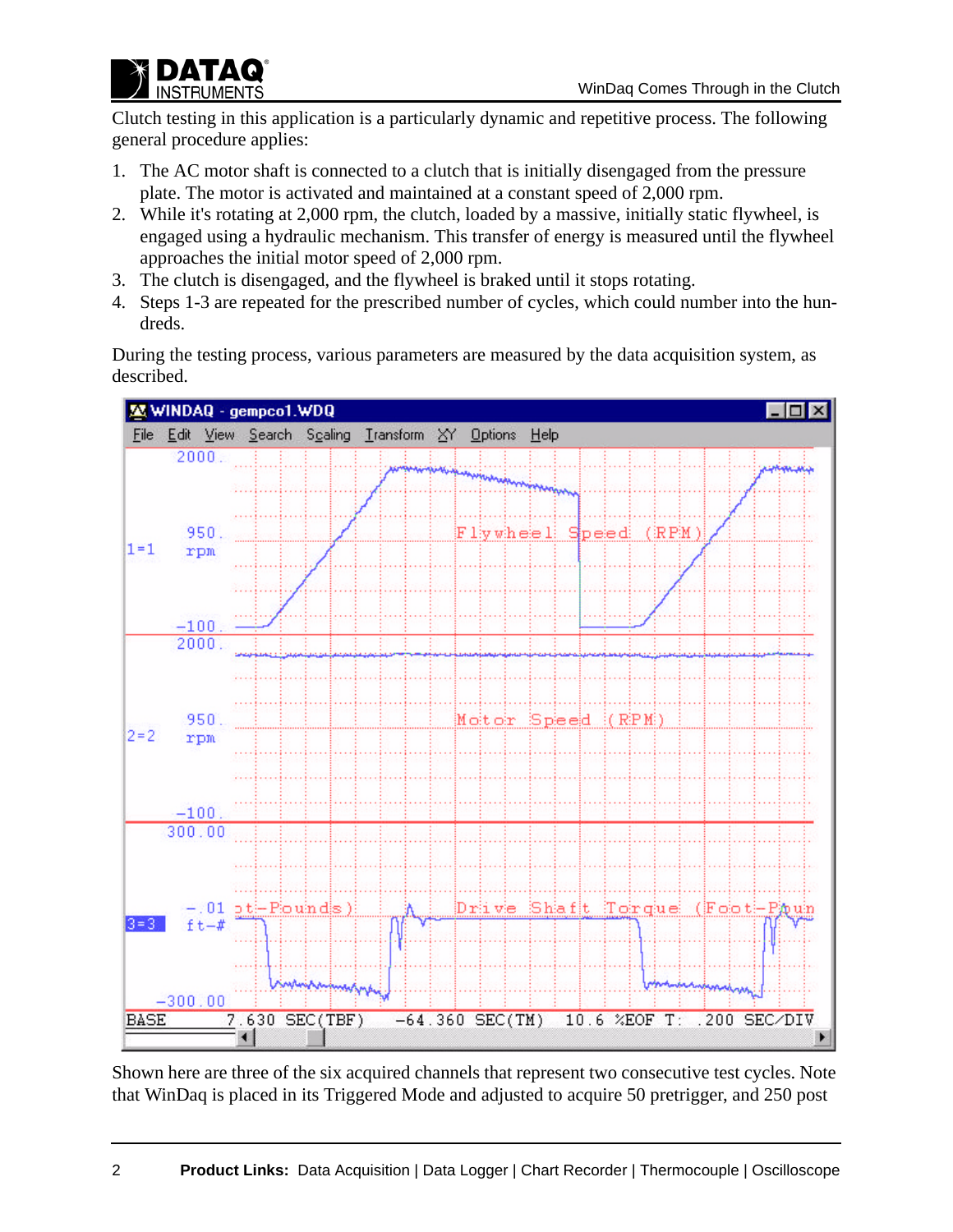Clutch testing in this application is a particularly dynamic and repetitive process. The following general procedure applies:

1. The AC motor shaft is connected to a clutch that is initially disengaged from the pressure plate. The motor is activated and maintained at a constant speed of 2,000 rpm.
2. While it's rotating at 2,000 rpm, the clutch, loaded by a massive, initially static flywheel, is engaged using a hydraulic mechanism. This transfer of energy is measured until the flywheel approaches the initial motor speed of 2,000 rpm.
3. The clutch is disengaged, and the flywheel is braked until it stops rotating.
4. Steps 1-3 are repeated for the prescribed number of cycles, which could number into the hundreds.

During the testing process, various parameters are measured by the data acquisition system, as described.

Shown here are three of the six acquired channels that represent two consecutive test cycles. Note that WinDaq is placed in its Triggered Mode and adjusted to acquire 50 pretrigger, and 250 post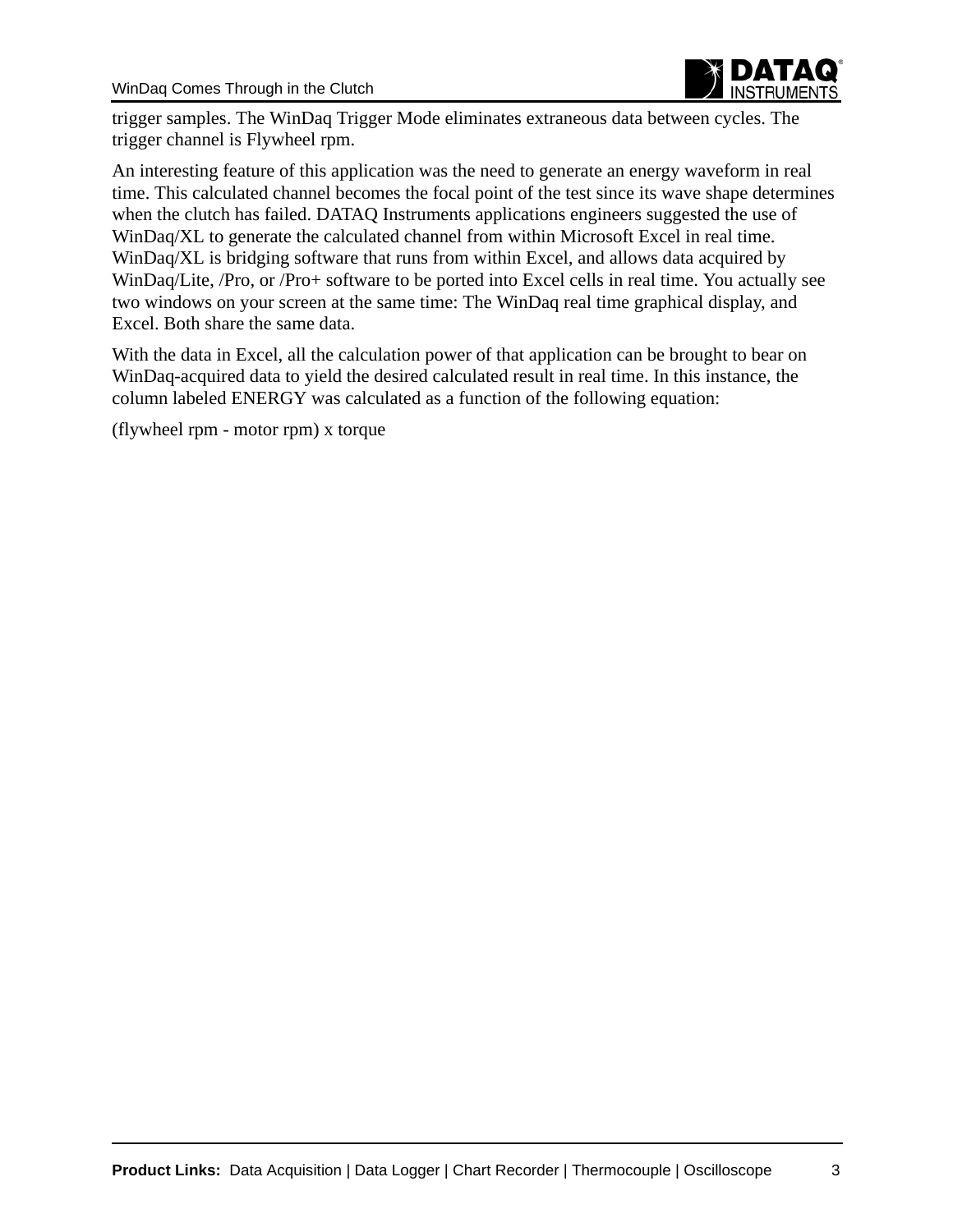trigger samples. The WinDaq Trigger Mode eliminates extraneous data between cycles. The trigger channel is Flywheel rpm.

An interesting feature of this application was the need to generate an energy waveform in real time. This calculated channel becomes the focal point of the test since its wave shape determines when the clutch has failed. DATAQ Instruments applications engineers suggested the use of WinDaq/XL to generate the calculated channel from within Microsoft Excel in real time. WinDaq/XL is bridging software that runs from within Excel, and allows data acquired by WinDaq/Lite, /Pro, or /Pro+ software to be ported into Excel cells in real time. You actually see two windows on your screen at the same time: The WinDaq real time graphical display, and Excel. Both share the same data.

With the data in Excel, all the calculation power of that application can be brought to bear on WinDaq-acquired data to yield the desired calculated result in real time. In this instance, the column labeled ENERGY was calculated as a function of the following equation:

(flywheel rpm - motor rpm) x torque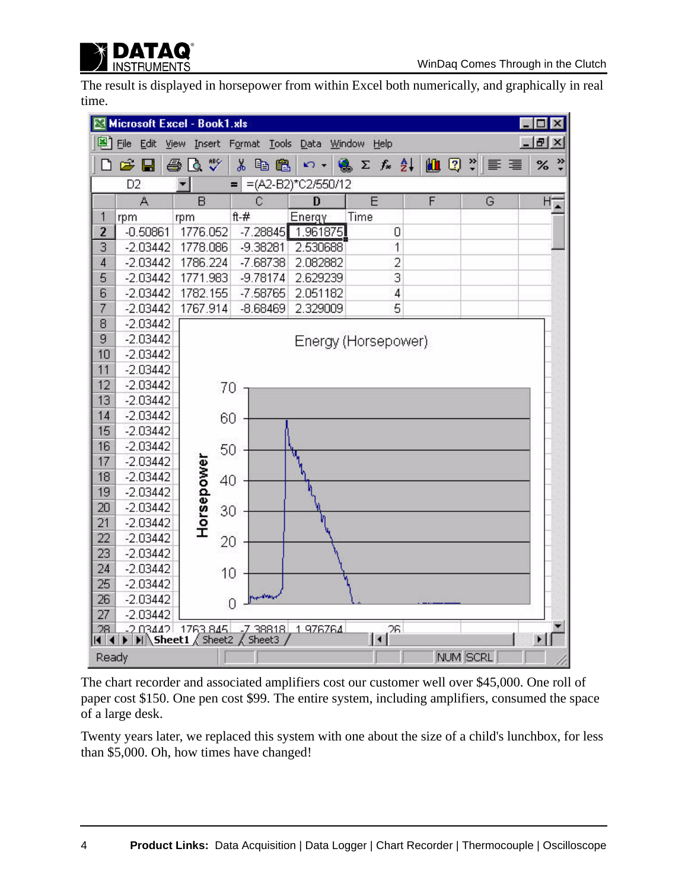The result is displayed in horsepower from within Excel both numerically, and graphically in real time.

Microsoft Excel - Book1.xls

File Edit View Insert Format Tools Data Window Help

D2 = =(A2-B2)*C2/550/12

| | A | B | C | D | E |
|---|---|---|---|---|---|
| 1 | rpm | rpm | ft-# | Energy | Time |
| 2 | -0.50861 | 1776.052 | -7.28845 | 1.961875 | 0 |
| 3 | -2.03442 | 1778.086 | -9.38281 | 2.530688 | 1 |
| 4 | -2.03442 | 1786.224 | -7.68738 | 2.082882 | 2 |
| 5 | -2.03442 | 1771.983 | -9.78174 | 2.629239 | 3 |
| 6 | -2.03442 | 1782.155 | -7.58765 | 2.051182 | 4 |
| 7 | -2.03442 | 1767.914 | -8.68469 | 2.329009 | 5 |
| 8 | -2.03442 | | | | |
| 9 | -2.03442 | | | | |
| 10 | -2.03442 | | | | |
| 11 | -2.03442 | | | | |
| 12 | -2.03442 | | | | |
| 13 | -2.03442 | | | | |
| 14 | -2.03442 | | | | |
| 15 | -2.03442 | | | | |
| 16 | -2.03442 | | | | |
| 17 | -2.03442 | | | | |
| 18 | -2.03442 | | | | |
| 19 | -2.03442 | | | | |
| 20 | -2.03442 | | | | |
| 21 | -2.03442 | | | | |
| 22 | -2.03442 | | | | |
| 23 | -2.03442 | | | | |
| 24 | -2.03442 | | | | |
| 25 | -2.03442 | | | | |
| 26 | -2.03442 | | | | |
| 27 | -2.03442 | | | | |
| 28 | -2.03442 | 1763.845 | -7.38818 | 1.976764 | 26 |

Energy (Horsepower)

Horsepower

70
60
50
40
30
20
10
0

Sheet1 / Sheet2 / Sheet3

Ready NUM SCRL

The chart recorder and associated amplifiers cost our customer well over $45,000. One roll of paper cost $150. One pen cost $99. The entire system, including amplifiers, consumed the space of a large desk.

Twenty years later, we replaced this system with one about the size of a child's lunchbox, for less than $5,000. Oh, how times have changed!

**Product Links:** Data Acquisition | Data Logger | Chart Recorder | Thermocouple | Oscilloscope